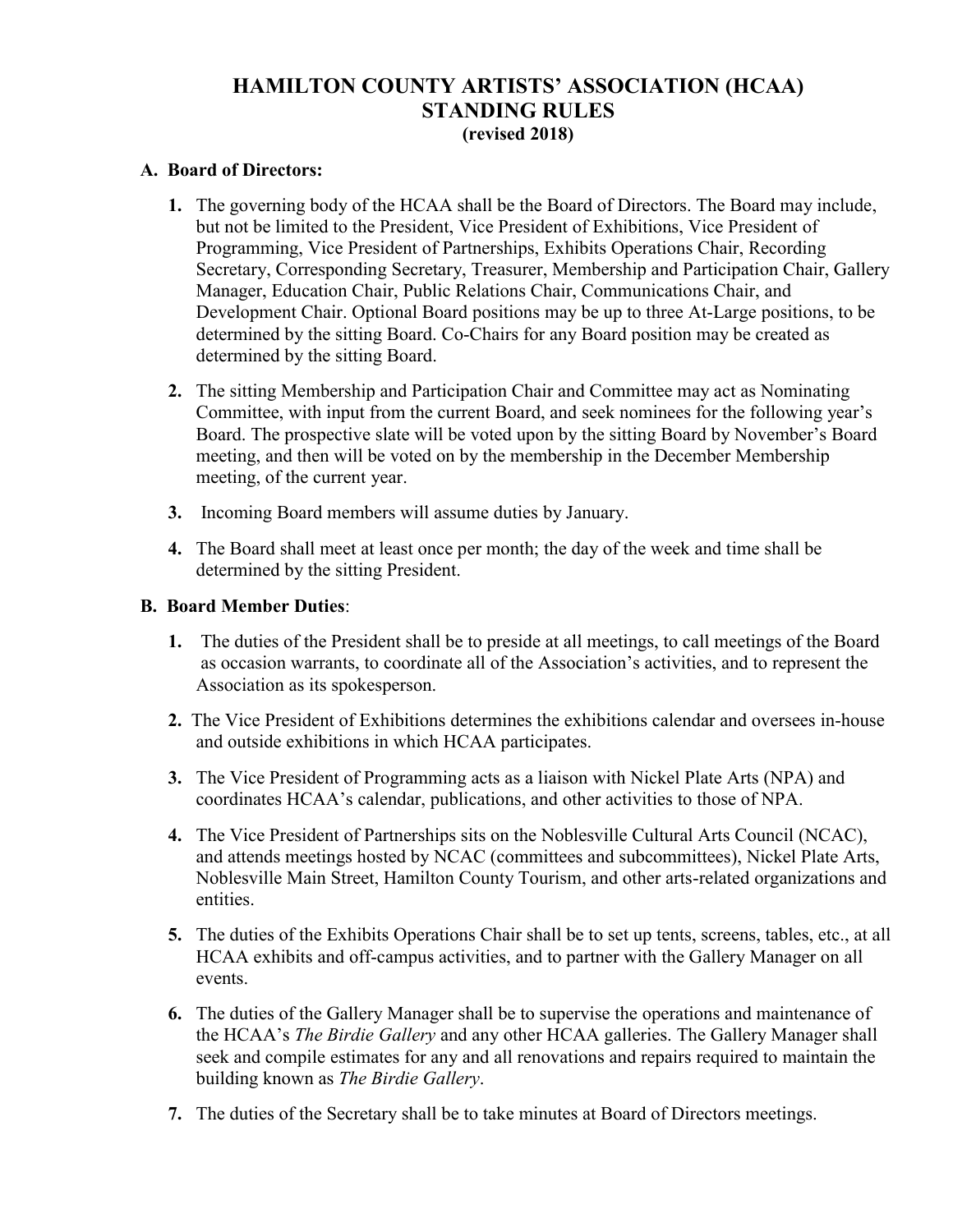# HAMILTON COUNTY ARTISTS' ASSOCIATION (HCAA)
# STANDING RULES
### (revised 2018)

**A. Board of Directors:**

1. The governing body of the HCAA shall be the Board of Directors. The Board may include, but not be limited to the President, Vice President of Exhibitions, Vice President of Programming, Vice President of Partnerships, Exhibits Operations Chair, Recording Secretary, Corresponding Secretary, Treasurer, Membership and Participation Chair, Gallery Manager, Education Chair, Public Relations Chair, Communications Chair, and Development Chair. Optional Board positions may be up to three At-Large positions, to be determined by the sitting Board. Co-Chairs for any Board position may be created as determined by the sitting Board.

2. The sitting Membership and Participation Chair and Committee may act as Nominating Committee, with input from the current Board, and seek nominees for the following year's Board. The prospective slate will be voted upon by the sitting Board by November's Board meeting, and then will be voted on by the membership in the December Membership meeting, of the current year.

3. Incoming Board members will assume duties by January.

4. The Board shall meet at least once per month; the day of the week and time shall be determined by the sitting President.

**B. Board Member Duties**:

1. The duties of the President shall be to preside at all meetings, to call meetings of the Board as occasion warrants, to coordinate all of the Association's activities, and to represent the Association as its spokesperson.

2. The Vice President of Exhibitions determines the exhibitions calendar and oversees in-house and outside exhibitions in which HCAA participates.

3. The Vice President of Programming acts as a liaison with Nickel Plate Arts (NPA) and coordinates HCAA's calendar, publications, and other activities to those of NPA.

4. The Vice President of Partnerships sits on the Noblesville Cultural Arts Council (NCAC), and attends meetings hosted by NCAC (committees and subcommittees), Nickel Plate Arts, Noblesville Main Street, Hamilton County Tourism, and other arts-related organizations and entities.

5. The duties of the Exhibits Operations Chair shall be to set up tents, screens, tables, etc., at all HCAA exhibits and off-campus activities, and to partner with the Gallery Manager on all events.

6. The duties of the Gallery Manager shall be to supervise the operations and maintenance of the HCAA's *The Birdie Gallery* and any other HCAA galleries. The Gallery Manager shall seek and compile estimates for any and all renovations and repairs required to maintain the building known as *The Birdie Gallery*.

7. The duties of the Secretary shall be to take minutes at Board of Directors meetings.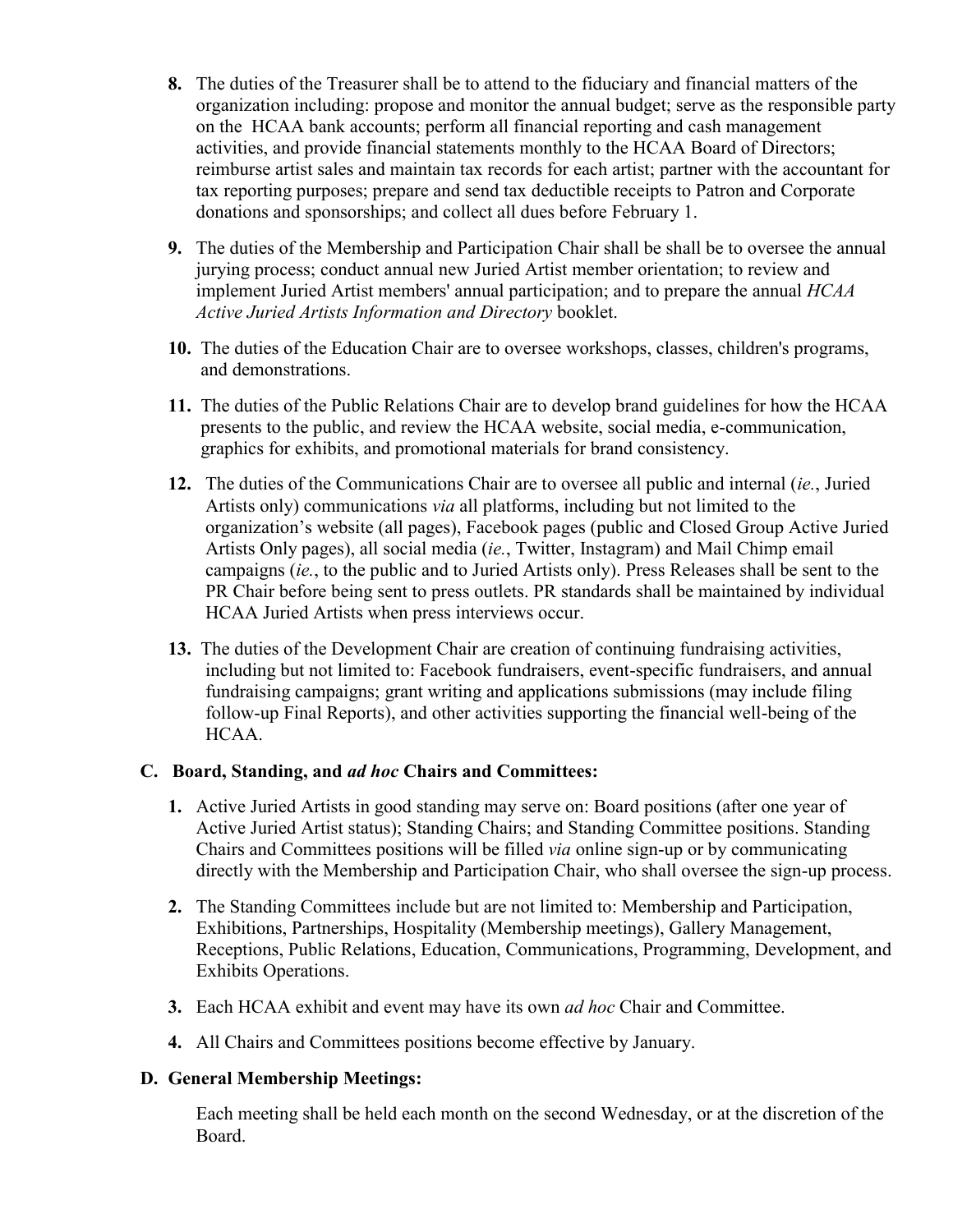8. The duties of the Treasurer shall be to attend to the fiduciary and financial matters of the organization including: propose and monitor the annual budget; serve as the responsible party on the HCAA bank accounts; perform all financial reporting and cash management activities, and provide financial statements monthly to the HCAA Board of Directors; reimburse artist sales and maintain tax records for each artist; partner with the accountant for tax reporting purposes; prepare and send tax deductible receipts to Patron and Corporate donations and sponsorships; and collect all dues before February 1.

9. The duties of the Membership and Participation Chair shall be shall be to oversee the annual jurying process; conduct annual new Juried Artist member orientation; to review and implement Juried Artist members' annual participation; and to prepare the annual *HCAA Active Juried Artists Information and Directory* booklet.

10. The duties of the Education Chair are to oversee workshops, classes, children's programs, and demonstrations.

11. The duties of the Public Relations Chair are to develop brand guidelines for how the HCAA presents to the public, and review the HCAA website, social media, e-communication, graphics for exhibits, and promotional materials for brand consistency.

12. The duties of the Communications Chair are to oversee all public and internal (*ie.*, Juried Artists only) communications *via* all platforms, including but not limited to the organization's website (all pages), Facebook pages (public and Closed Group Active Juried Artists Only pages), all social media (*ie.*, Twitter, Instagram) and Mail Chimp email campaigns (*ie.*, to the public and to Juried Artists only). Press Releases shall be sent to the PR Chair before being sent to press outlets. PR standards shall be maintained by individual HCAA Juried Artists when press interviews occur.

13. The duties of the Development Chair are creation of continuing fundraising activities, including but not limited to: Facebook fundraisers, event-specific fundraisers, and annual fundraising campaigns; grant writing and applications submissions (may include filing follow-up Final Reports), and other activities supporting the financial well-being of the HCAA.

### C. Board, Standing, and *ad hoc* Chairs and Committees:

1. Active Juried Artists in good standing may serve on: Board positions (after one year of Active Juried Artist status); Standing Chairs; and Standing Committee positions. Standing Chairs and Committees positions will be filled *via* online sign-up or by communicating directly with the Membership and Participation Chair, who shall oversee the sign-up process.

2. The Standing Committees include but are not limited to: Membership and Participation, Exhibitions, Partnerships, Hospitality (Membership meetings), Gallery Management, Receptions, Public Relations, Education, Communications, Programming, Development, and Exhibits Operations.

3. Each HCAA exhibit and event may have its own *ad hoc* Chair and Committee.

4. All Chairs and Committees positions become effective by January.

### D. General Membership Meetings:

Each meeting shall be held each month on the second Wednesday, or at the discretion of the Board.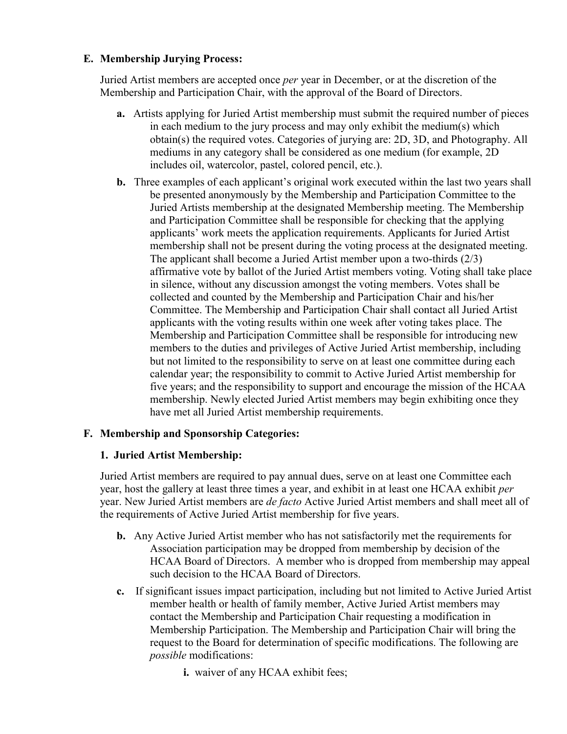## E. Membership Jurying Process:

Juried Artist members are accepted once *per* year in December, or at the discretion of the Membership and Participation Chair, with the approval of the Board of Directors.

- **a.** Artists applying for Juried Artist membership must submit the required number of pieces in each medium to the jury process and may only exhibit the medium(s) which obtain(s) the required votes. Categories of jurying are: 2D, 3D, and Photography. All mediums in any category shall be considered as one medium (for example, 2D includes oil, watercolor, pastel, colored pencil, etc.).
- **b.** Three examples of each applicant's original work executed within the last two years shall be presented anonymously by the Membership and Participation Committee to the Juried Artists membership at the designated Membership meeting. The Membership and Participation Committee shall be responsible for checking that the applying applicants' work meets the application requirements. Applicants for Juried Artist membership shall not be present during the voting process at the designated meeting. The applicant shall become a Juried Artist member upon a two-thirds (2/3) affirmative vote by ballot of the Juried Artist members voting. Voting shall take place in silence, without any discussion amongst the voting members. Votes shall be collected and counted by the Membership and Participation Chair and his/her Committee. The Membership and Participation Chair shall contact all Juried Artist applicants with the voting results within one week after voting takes place. The Membership and Participation Committee shall be responsible for introducing new members to the duties and privileges of Active Juried Artist membership, including but not limited to the responsibility to serve on at least one committee during each calendar year; the responsibility to commit to Active Juried Artist membership for five years; and the responsibility to support and encourage the mission of the HCAA membership. Newly elected Juried Artist members may begin exhibiting once they have met all Juried Artist membership requirements.

## F. Membership and Sponsorship Categories:

### 1. Juried Artist Membership:

Juried Artist members are required to pay annual dues, serve on at least one Committee each year, host the gallery at least three times a year, and exhibit in at least one HCAA exhibit *per* year. New Juried Artist members are *de facto* Active Juried Artist members and shall meet all of the requirements of Active Juried Artist membership for five years.

- **b.** Any Active Juried Artist member who has not satisfactorily met the requirements for Association participation may be dropped from membership by decision of the HCAA Board of Directors. A member who is dropped from membership may appeal such decision to the HCAA Board of Directors.
- **c.** If significant issues impact participation, including but not limited to Active Juried Artist member health or health of family member, Active Juried Artist members may contact the Membership and Participation Chair requesting a modification in Membership Participation. The Membership and Participation Chair will bring the request to the Board for determination of specific modifications. The following are *possible* modifications:
  - **i.** waiver of any HCAA exhibit fees;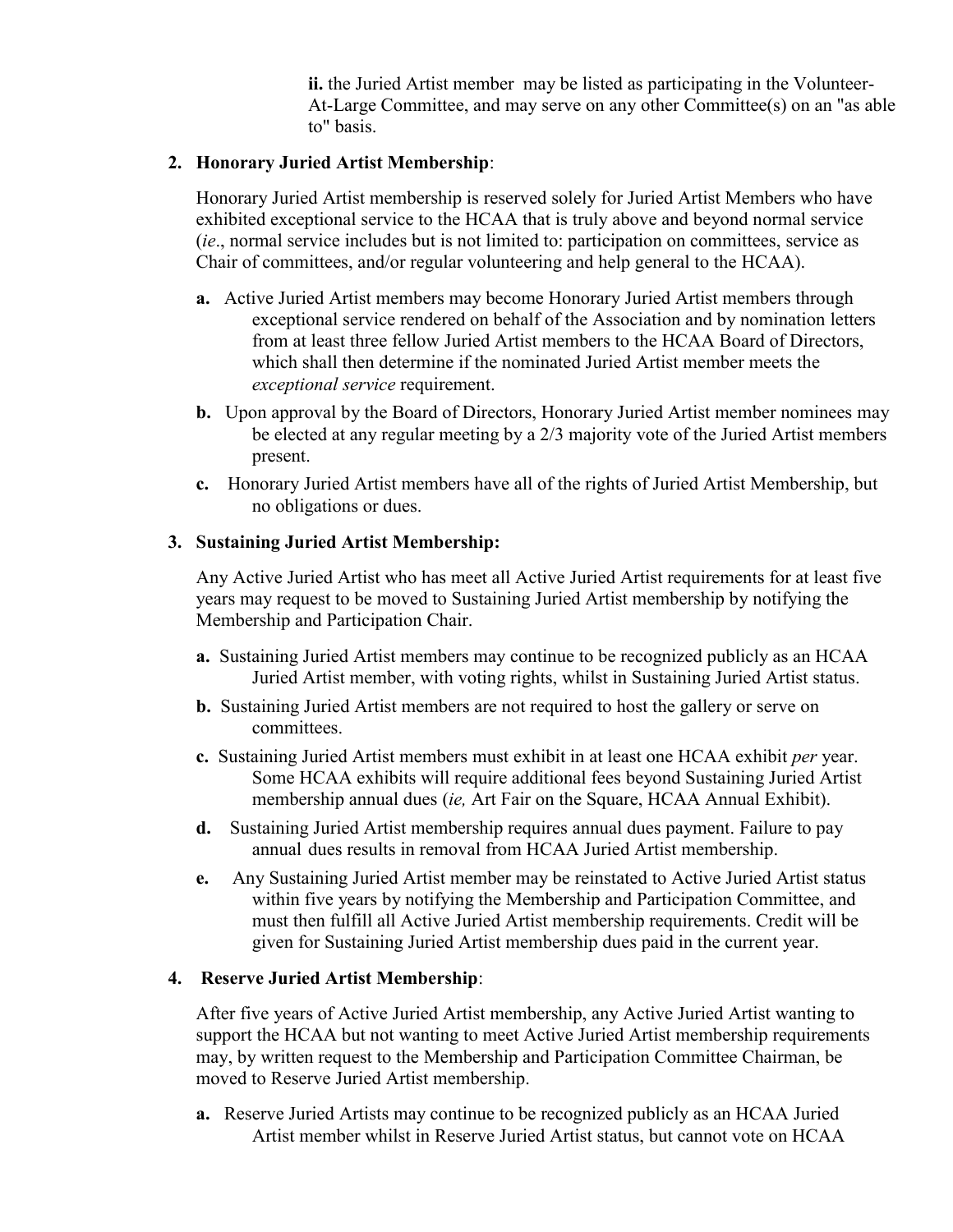**ii.** the Juried Artist member may be listed as participating in the Volunteer-At-Large Committee, and may serve on any other Committee(s) on an "as able to" basis.

2. **Honorary Juried Artist Membership**:

   Honorary Juried Artist membership is reserved solely for Juried Artist Members who have exhibited exceptional service to the HCAA that is truly above and beyond normal service (*ie*., normal service includes but is not limited to: participation on committees, service as Chair of committees, and/or regular volunteering and help general to the HCAA).

   **a.** Active Juried Artist members may become Honorary Juried Artist members through exceptional service rendered on behalf of the Association and by nomination letters from at least three fellow Juried Artist members to the HCAA Board of Directors, which shall then determine if the nominated Juried Artist member meets the *exceptional service* requirement.

   **b.** Upon approval by the Board of Directors, Honorary Juried Artist member nominees may be elected at any regular meeting by a 2/3 majority vote of the Juried Artist members present.

   **c.** Honorary Juried Artist members have all of the rights of Juried Artist Membership, but no obligations or dues.

3. **Sustaining Juried Artist Membership:**

   Any Active Juried Artist who has meet all Active Juried Artist requirements for at least five years may request to be moved to Sustaining Juried Artist membership by notifying the Membership and Participation Chair.

   **a.** Sustaining Juried Artist members may continue to be recognized publicly as an HCAA Juried Artist member, with voting rights, whilst in Sustaining Juried Artist status.

   **b.** Sustaining Juried Artist members are not required to host the gallery or serve on committees.

   **c.** Sustaining Juried Artist members must exhibit in at least one HCAA exhibit *per* year. Some HCAA exhibits will require additional fees beyond Sustaining Juried Artist membership annual dues (*ie,* Art Fair on the Square, HCAA Annual Exhibit).

   **d.** Sustaining Juried Artist membership requires annual dues payment. Failure to pay annual dues results in removal from HCAA Juried Artist membership.

   **e.** Any Sustaining Juried Artist member may be reinstated to Active Juried Artist status within five years by notifying the Membership and Participation Committee, and must then fulfill all Active Juried Artist membership requirements. Credit will be given for Sustaining Juried Artist membership dues paid in the current year.

4. **Reserve Juried Artist Membership**:

   After five years of Active Juried Artist membership, any Active Juried Artist wanting to support the HCAA but not wanting to meet Active Juried Artist membership requirements may, by written request to the Membership and Participation Committee Chairman, be moved to Reserve Juried Artist membership.

   **a.** Reserve Juried Artists may continue to be recognized publicly as an HCAA Juried Artist member whilst in Reserve Juried Artist status, but cannot vote on HCAA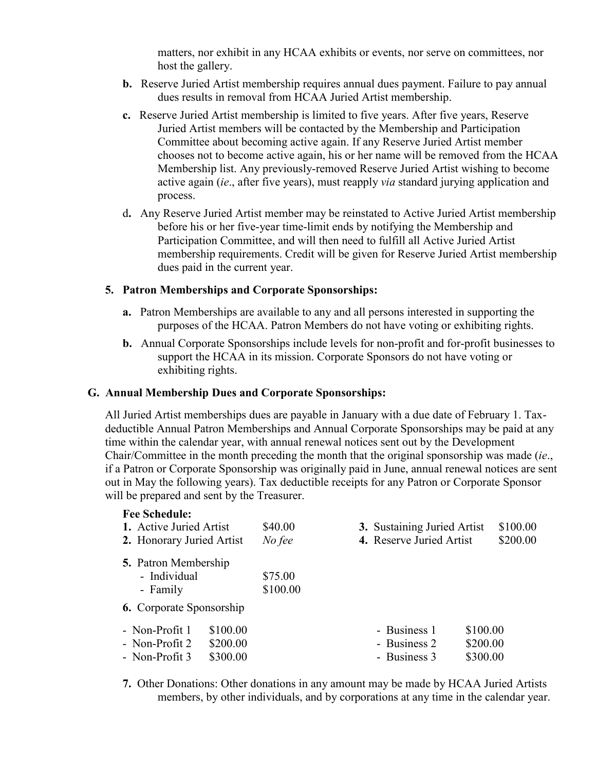matters, nor exhibit in any HCAA exhibits or events, nor serve on committees, nor host the gallery.

**b.** Reserve Juried Artist membership requires annual dues payment. Failure to pay annual dues results in removal from HCAA Juried Artist membership.

**c.** Reserve Juried Artist membership is limited to five years. After five years, Reserve Juried Artist members will be contacted by the Membership and Participation Committee about becoming active again. If any Reserve Juried Artist member chooses not to become active again, his or her name will be removed from the HCAA Membership list. Any previously-removed Reserve Juried Artist wishing to become active again (*ie*., after five years), must reapply *via* standard jurying application and process.

d**.** Any Reserve Juried Artist member may be reinstated to Active Juried Artist membership before his or her five-year time-limit ends by notifying the Membership and Participation Committee, and will then need to fulfill all Active Juried Artist membership requirements. Credit will be given for Reserve Juried Artist membership dues paid in the current year.

**5. Patron Memberships and Corporate Sponsorships:**

**a.** Patron Memberships are available to any and all persons interested in supporting the purposes of the HCAA. Patron Members do not have voting or exhibiting rights.

**b.** Annual Corporate Sponsorships include levels for non-profit and for-profit businesses to support the HCAA in its mission. Corporate Sponsors do not have voting or exhibiting rights.

**G. Annual Membership Dues and Corporate Sponsorships:**

All Juried Artist memberships dues are payable in January with a due date of February 1. Tax-deductible Annual Patron Memberships and Annual Corporate Sponsorships may be paid at any time within the calendar year, with annual renewal notices sent out by the Development Chair/Committee in the month preceding the month that the original sponsorship was made (*ie*., if a Patron or Corporate Sponsorship was originally paid in June, annual renewal notices are sent out in May the following years). Tax deductible receipts for any Patron or Corporate Sponsor will be prepared and sent by the Treasurer.

**Fee Schedule:**

**1.** Active Juried Artist $40.00

**2.** Honorary Juried Artist *No fee*

**3.** Sustaining Juried Artist $100.00

**4.** Reserve Juried Artist $200.00

**5.** Patron Membership
- Individual $75.00
- Family $100.00

**6.** Corporate Sponsorship

| Non-Profit | | Business | |
|---|---|---|---|
| - Non-Profit 1 | $100.00 | - Business 1 | $100.00 |
| - Non-Profit 2 | $200.00 | - Business 2 | $200.00 |
| - Non-Profit 3 | $300.00 | - Business 3 | $300.00 |

**7.** Other Donations: Other donations in any amount may be made by HCAA Juried Artists members, by other individuals, and by corporations at any time in the calendar year.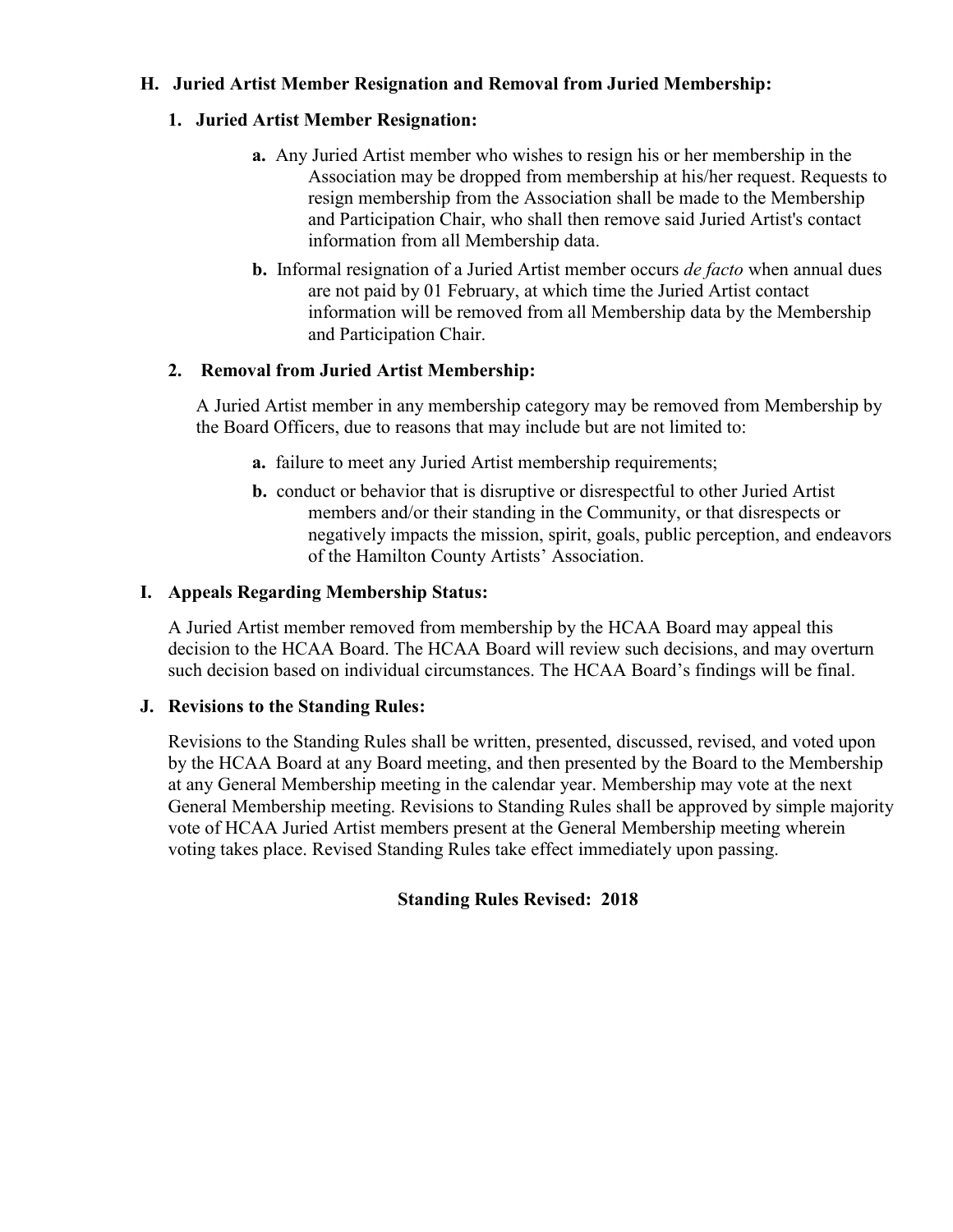## H. Juried Artist Member Resignation and Removal from Juried Membership:

### 1. Juried Artist Member Resignation:

**a.** Any Juried Artist member who wishes to resign his or her membership in the Association may be dropped from membership at his/her request. Requests to resign membership from the Association shall be made to the Membership and Participation Chair, who shall then remove said Juried Artist's contact information from all Membership data.

**b.** Informal resignation of a Juried Artist member occurs *de facto* when annual dues are not paid by 01 February, at which time the Juried Artist contact information will be removed from all Membership data by the Membership and Participation Chair.

### 2. Removal from Juried Artist Membership:

A Juried Artist member in any membership category may be removed from Membership by the Board Officers, due to reasons that may include but are not limited to:

**a.** failure to meet any Juried Artist membership requirements;

**b.** conduct or behavior that is disruptive or disrespectful to other Juried Artist members and/or their standing in the Community, or that disrespects or negatively impacts the mission, spirit, goals, public perception, and endeavors of the Hamilton County Artists' Association.

## I. Appeals Regarding Membership Status:

A Juried Artist member removed from membership by the HCAA Board may appeal this decision to the HCAA Board. The HCAA Board will review such decisions, and may overturn such decision based on individual circumstances. The HCAA Board's findings will be final.

## J. Revisions to the Standing Rules:

Revisions to the Standing Rules shall be written, presented, discussed, revised, and voted upon by the HCAA Board at any Board meeting, and then presented by the Board to the Membership at any General Membership meeting in the calendar year. Membership may vote at the next General Membership meeting. Revisions to Standing Rules shall be approved by simple majority vote of HCAA Juried Artist members present at the General Membership meeting wherein voting takes place. Revised Standing Rules take effect immediately upon passing.

**Standing Rules Revised: 2018**